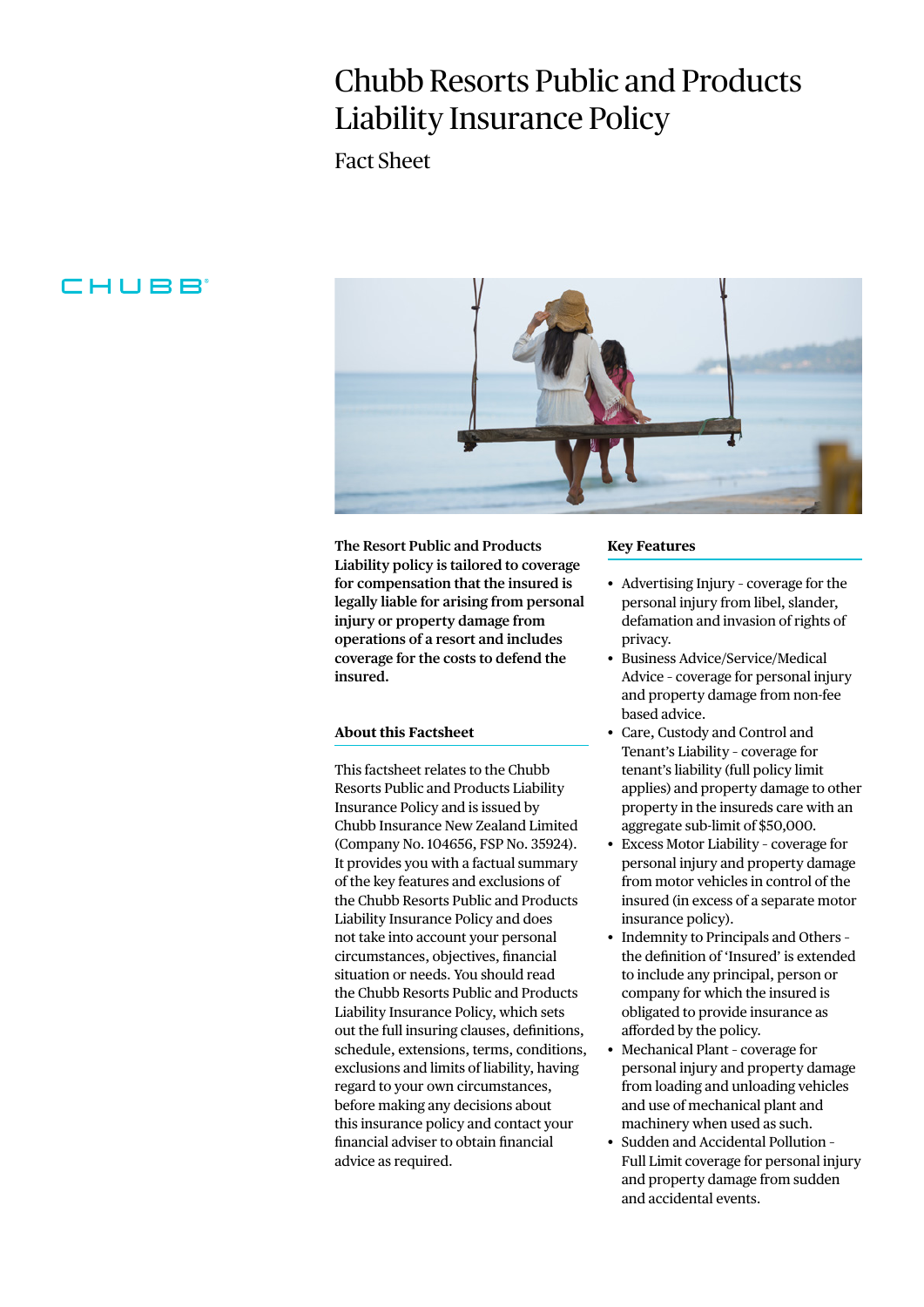# Chubb Resorts Public and Products Liability Insurance Policy

Fact Sheet

**The Resort Public and Products Liability policy is tailored to coverage for compensation that the insured is legally liable for arising from personal injury or property damage from operations of a resort and includes coverage for the costs to defend the insured.**

### About this Factsheet

This factsheet relates to the Chubb Resorts Public and Products Liability Insurance Policy and is issued by Chubb Insurance New Zealand Limited (Company No. 104656, FSP No. 35924). It provides you with a factual summary of the key features and exclusions of the Chubb Resorts Public and Products Liability Insurance Policy and does not take into account your personal circumstances, objectives, financial situation or needs. You should read the Chubb Resorts Public and Products Liability Insurance Policy, which sets out the full insuring clauses, definitions, schedule, extensions, terms, conditions, exclusions and limits of liability, having regard to your own circumstances, before making any decisions about this insurance policy and contact your financial adviser to obtain financial advice as required.

### Key Features

- Advertising Injury - coverage for the personal injury from libel, slander, defamation and invasion of rights of privacy.
- Business Advice/Service/Medical Advice - coverage for personal injury and property damage from non-fee based advice.
- Care, Custody and Control and Tenant's Liability - coverage for tenant's liability (full policy limit applies) and property damage to other property in the insureds care with an aggregate sub-limit of $50,000.
- Excess Motor Liability - coverage for personal injury and property damage from motor vehicles in control of the insured (in excess of a separate motor insurance policy).
- Indemnity to Principals and Others - the definition of 'Insured' is extended to include any principal, person or company for which the insured is obligated to provide insurance as afforded by the policy.
- Mechanical Plant - coverage for personal injury and property damage from loading and unloading vehicles and use of mechanical plant and machinery when used as such.
- Sudden and Accidental Pollution - Full Limit coverage for personal injury and property damage from sudden and accidental events.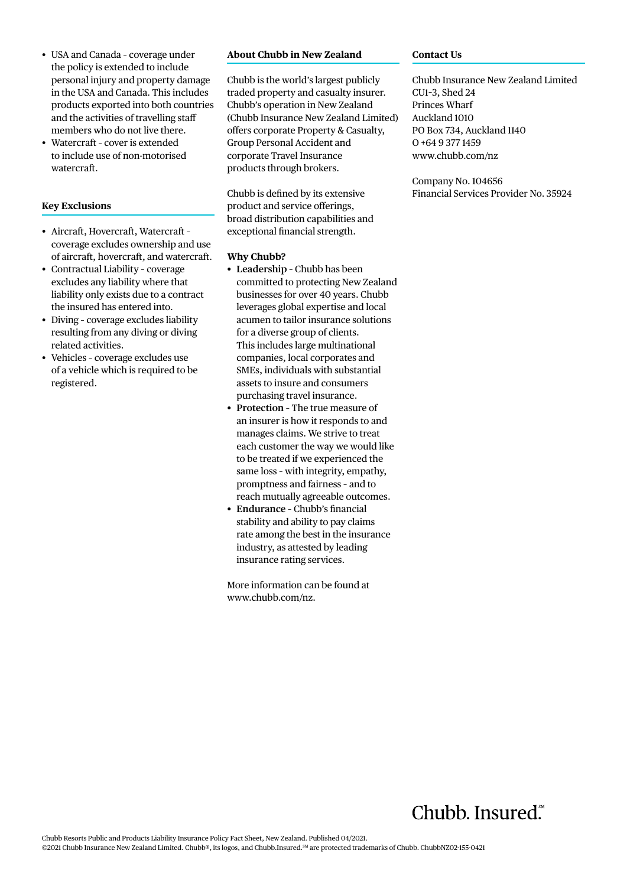- USA and Canada - coverage under the policy is extended to include personal injury and property damage in the USA and Canada. This includes products exported into both countries and the activities of travelling staff members who do not live there.
- Watercraft - cover is extended to include use of non-motorised watercraft.

## Key Exclusions

- Aircraft, Hovercraft, Watercraft - coverage excludes ownership and use of aircraft, hovercraft, and watercraft.
- Contractual Liability - coverage excludes any liability where that liability only exists due to a contract the insured has entered into.
- Diving - coverage excludes liability resulting from any diving or diving related activities.
- Vehicles - coverage excludes use of a vehicle which is required to be registered.

## About Chubb in New Zealand

Chubb is the world's largest publicly traded property and casualty insurer. Chubb's operation in New Zealand (Chubb Insurance New Zealand Limited) offers corporate Property & Casualty, Group Personal Accident and corporate Travel Insurance products through brokers.

Chubb is defined by its extensive product and service offerings, broad distribution capabilities and exceptional financial strength.

**Why Chubb?**

- **Leadership** - Chubb has been committed to protecting New Zealand businesses for over 40 years. Chubb leverages global expertise and local acumen to tailor insurance solutions for a diverse group of clients. This includes large multinational companies, local corporates and SMEs, individuals with substantial assets to insure and consumers purchasing travel insurance.
- **Protection** - The true measure of an insurer is how it responds to and manages claims. We strive to treat each customer the way we would like to be treated if we experienced the same loss - with integrity, empathy, promptness and fairness - and to reach mutually agreeable outcomes.
- **Endurance** - Chubb's financial stability and ability to pay claims rate among the best in the insurance industry, as attested by leading insurance rating services.

More information can be found at www.chubb.com/nz.

## Contact Us

Chubb Insurance New Zealand Limited
CU1-3, Shed 24
Princes Wharf
Auckland 1010
PO Box 734, Auckland 1140
O +64 9 377 1459
www.chubb.com/nz

Company No. 104656
Financial Services Provider No. 35924

Chubb. Insured.℠

Chubb Resorts Public and Products Liability Insurance Policy Fact Sheet, New Zealand. Published 04/2021.
©2021 Chubb Insurance New Zealand Limited. Chubb®, its logos, and Chubb.Insured.℠ are protected trademarks of Chubb. ChubbNZ02-155-0421